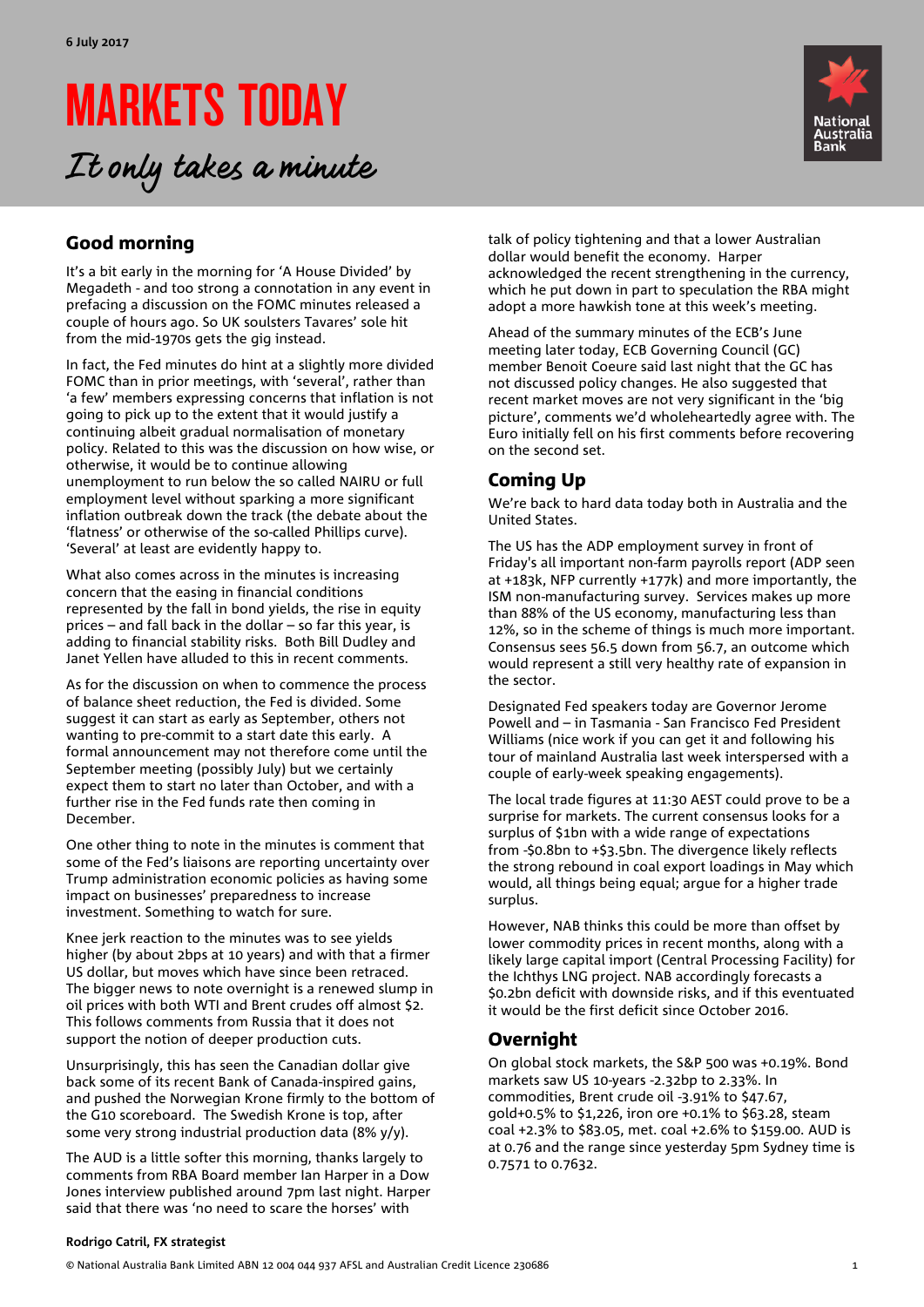6 July 2017

# MARKETS TODAY

*It only takes a minute*

## Good morning

It's a bit early in the morning for 'A House Divided' by Megadeth - and too strong a connotation in any event in prefacing a discussion on the FOMC minutes released a couple of hours ago. So UK soulsters Tavares' sole hit from the mid-1970s gets the gig instead.

In fact, the Fed minutes do hint at a slightly more divided FOMC than in prior meetings, with 'several', rather than 'a few' members expressing concerns that inflation is not going to pick up to the extent that it would justify a continuing albeit gradual normalisation of monetary policy. Related to this was the discussion on how wise, or otherwise, it would be to continue allowing unemployment to run below the so called NAIRU or full employment level without sparking a more significant inflation outbreak down the track (the debate about the 'flatness' or otherwise of the so-called Phillips curve). 'Several' at least are evidently happy to.

What also comes across in the minutes is increasing concern that the easing in financial conditions represented by the fall in bond yields, the rise in equity prices – and fall back in the dollar – so far this year, is adding to financial stability risks. Both Bill Dudley and Janet Yellen have alluded to this in recent comments.

As for the discussion on when to commence the process of balance sheet reduction, the Fed is divided. Some suggest it can start as early as September, others not wanting to pre-commit to a start date this early. A formal announcement may not therefore come until the September meeting (possibly July) but we certainly expect them to start no later than October, and with a further rise in the Fed funds rate then coming in December.

One other thing to note in the minutes is comment that some of the Fed's liaisons are reporting uncertainty over Trump administration economic policies as having some impact on businesses' preparedness to increase investment. Something to watch for sure.

Knee jerk reaction to the minutes was to see yields higher (by about 2bps at 10 years) and with that a firmer US dollar, but moves which have since been retraced. The bigger news to note overnight is a renewed slump in oil prices with both WTI and Brent crudes off almost $2. This follows comments from Russia that it does not support the notion of deeper production cuts.

Unsurprisingly, this has seen the Canadian dollar give back some of its recent Bank of Canada-inspired gains, and pushed the Norwegian Krone firmly to the bottom of the G10 scoreboard. The Swedish Krone is top, after some very strong industrial production data (8% y/y).

The AUD is a little softer this morning, thanks largely to comments from RBA Board member Ian Harper in a Dow Jones interview published around 7pm last night. Harper said that there was 'no need to scare the horses' with talk of policy tightening and that a lower Australian dollar would benefit the economy. Harper acknowledged the recent strengthening in the currency, which he put down in part to speculation the RBA might adopt a more hawkish tone at this week's meeting.

Ahead of the summary minutes of the ECB's June meeting later today, ECB Governing Council (GC) member Benoit Coeure said last night that the GC has not discussed policy changes. He also suggested that recent market moves are not very significant in the 'big picture', comments we'd wholeheartedly agree with. The Euro initially fell on his first comments before recovering on the second set.

## Coming Up

We're back to hard data today both in Australia and the United States.

The US has the ADP employment survey in front of Friday's all important non-farm payrolls report (ADP seen at +183k, NFP currently +177k) and more importantly, the ISM non-manufacturing survey. Services makes up more than 88% of the US economy, manufacturing less than 12%, so in the scheme of things is much more important. Consensus sees 56.5 down from 56.7, an outcome which would represent a still very healthy rate of expansion in the sector.

Designated Fed speakers today are Governor Jerome Powell and – in Tasmania - San Francisco Fed President Williams (nice work if you can get it and following his tour of mainland Australia last week interspersed with a couple of early-week speaking engagements).

The local trade figures at 11:30 AEST could prove to be a surprise for markets. The current consensus looks for a surplus of $1bn with a wide range of expectations from -$0.8bn to +$3.5bn. The divergence likely reflects the strong rebound in coal export loadings in May which would, all things being equal; argue for a higher trade surplus.

However, NAB thinks this could be more than offset by lower commodity prices in recent months, along with a likely large capital import (Central Processing Facility) for the Ichthys LNG project. NAB accordingly forecasts a $0.2bn deficit with downside risks, and if this eventuated it would be the first deficit since October 2016.

## Overnight

On global stock markets, the S&P 500 was +0.19%. Bond markets saw US 10-years -2.32bp to 2.33%. In commodities, Brent crude oil -3.91% to $47.67, gold+0.5% to $1,226, iron ore +0.1% to $63.28, steam coal +2.3% to $83.05, met. coal +2.6% to $159.00. AUD is at 0.76 and the range since yesterday 5pm Sydney time is 0.7571 to 0.7632.

**Rodrigo Catril, FX strategist**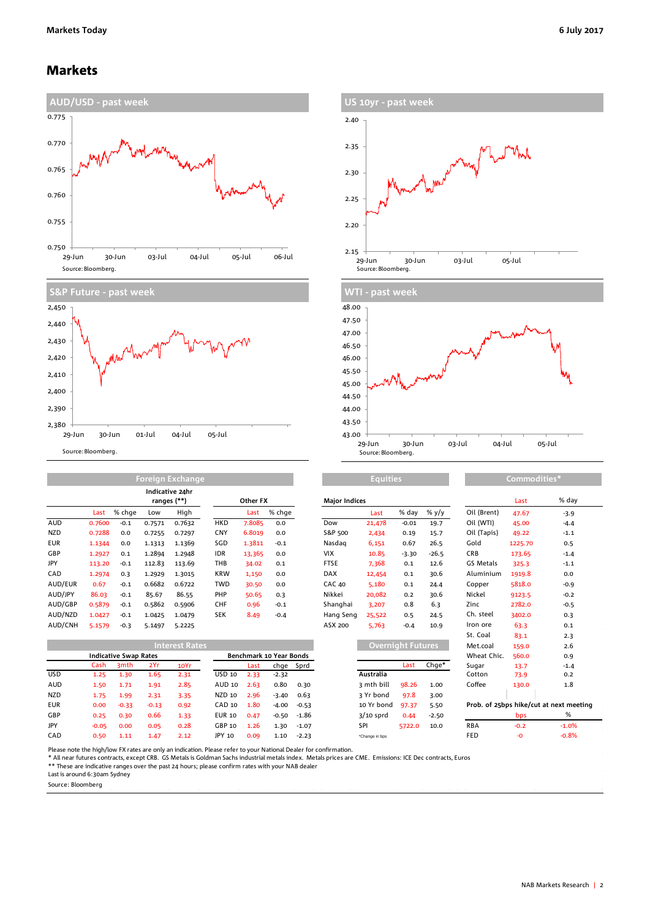# Markets

## AUD/USD - past week

Source: Bloomberg.

## US 10yr - past week

Source: Bloomberg.

## S&P Future - past week

Source: Bloomberg.

## WTI - past week

Source: Bloomberg.

## Foreign Exchange

| | Last | % chge | Low | High | | Last | % chge |
|---|---|---|---|---|---|---|---|
| | | | Indicative 24hr ranges (**) | | Other FX | | |
| AUD | 0.7600 | -0.1 | 0.7571 | 0.7632 | HKD | 7.8085 | 0.0 |
| NZD | 0.7288 | 0.0 | 0.7255 | 0.7297 | CNY | 6.8019 | 0.0 |
| EUR | 1.1344 | 0.0 | 1.1313 | 1.1369 | SGD | 1.3811 | -0.1 |
| GBP | 1.2927 | 0.1 | 1.2894 | 1.2948 | IDR | 13,365 | 0.0 |
| JPY | 113.20 | -0.1 | 112.83 | 113.69 | THB | 34.02 | 0.1 |
| CAD | 1.2974 | 0.3 | 1.2929 | 1.3015 | KRW | 1,150 | 0.0 |
| AUD/EUR | 0.67 | -0.1 | 0.6682 | 0.6722 | TWD | 30.50 | 0.0 |
| AUD/JPY | 86.03 | -0.1 | 85.67 | 86.55 | PHP | 50.65 | 0.3 |
| AUD/GBP | 0.5879 | -0.1 | 0.5862 | 0.5906 | CHF | 0.96 | -0.1 |
| AUD/NZD | 1.0427 | -0.1 | 1.0425 | 1.0479 | SEK | 8.49 | -0.4 |
| AUD/CNH | 5.1579 | -0.3 | 5.1497 | 5.2225 | | | |

## Equities

| Major Indices | Last | % day | % y/y |
|---|---|---|---|
| Dow | 21,478 | -0.01 | 19.7 |
| S&P 500 | 2,434 | 0.19 | 15.7 |
| Nasdaq | 6,151 | 0.67 | 26.5 |
| VIX | 10.85 | -3.30 | -26.5 |
| FTSE | 7,368 | 0.1 | 12.6 |
| DAX | 12,454 | 0.1 | 30.6 |
| CAC 40 | 5,180 | 0.1 | 24.4 |
| Nikkei | 20,082 | 0.2 | 30.6 |
| Shanghai | 3,207 | 0.8 | 6.3 |
| Hang Seng | 25,522 | 0.5 | 24.5 |
| ASX 200 | 5,763 | -0.4 | 10.9 |

## Commodities*

| | Last | % day |
|---|---|---|
| Oil (Brent) | 47.67 | -3.9 |
| Oil (WTI) | 45.00 | -4.4 |
| Oil (Tapis) | 49.22 | -1.1 |
| Gold | 1225.70 | 0.5 |
| CRB | 173.65 | -1.4 |
| GS Metals | 325.3 | -1.1 |
| Aluminium | 1919.8 | 0.0 |
| Copper | 5818.0 | -0.9 |
| Nickel | 9123.5 | -0.2 |
| Zinc | 2782.0 | -0.5 |
| Ch. steel | 3402.0 | 0.3 |
| Iron ore | 63.3 | 0.1 |
| St. Coal | 83.1 | 2.3 |
| Met.coal | 159.0 | 2.6 |
| Wheat Chic. | 560.0 | 0.9 |
| Sugar | 13.7 | -1.4 |
| Cotton | 73.9 | 0.2 |
| Coffee | 130.0 | 1.8 |

## Interest Rates

| Indicative Swap Rates | Cash | 3mth | 2Yr | 10Yr | Benchmark 10 Year Bonds | Last | chge | Sprd |
|---|---|---|---|---|---|---|---|---|
| USD | 1.25 | 1.30 | 1.65 | 2.31 | USD 10 | 2.33 | -2.32 | |
| AUD | 1.50 | 1.71 | 1.91 | 2.85 | AUD 10 | 2.63 | 0.80 | 0.30 |
| NZD | 1.75 | 1.99 | 2.31 | 3.35 | NZD 10 | 2.96 | -3.40 | 0.63 |
| EUR | 0.00 | -0.33 | -0.13 | 0.92 | CAD 10 | 1.80 | -4.00 | -0.53 |
| GBP | 0.25 | 0.30 | 0.66 | 1.33 | EUR 10 | 0.47 | -0.50 | -1.86 |
| JPY | -0.05 | 0.00 | 0.05 | 0.28 | GBP 10 | 1.26 | 1.30 | -1.07 |
| CAD | 0.50 | 1.11 | 1.47 | 2.12 | JPY 10 | 0.09 | 1.10 | -2.23 |

## Overnight Futures

| Australia | Last | Chge* |
|---|---|---|
| 3 mth bill | 98.26 | 1.00 |
| 3 Yr bond | 97.8 | 3.00 |
| 10 Yr bond | 97.37 | 5.50 |
| 3/10 sprd | 0.44 | -2.50 |
| SPI | 5722.0 | 10.0 |

*Change in bps

**Prob. of 25bps hike/cut at next meeting**

| | bps | % |
|---|---|---|
| RBA | -0.2 | -1.0% |
| FED | -0 | -0.8% |

Please note the high/low FX rates are only an indication. Please refer to your National Dealer for confirmation.
* All near futures contracts, except CRB. GS Metals is Goldman Sachs industrial metals index. Metals prices are CME. Emissions: ICE Dec contracts, Euros
** These are indicative ranges over the past 24 hours; please confirm rates with your NAB dealer
Last is around 6:30am Sydney
Source: Bloomberg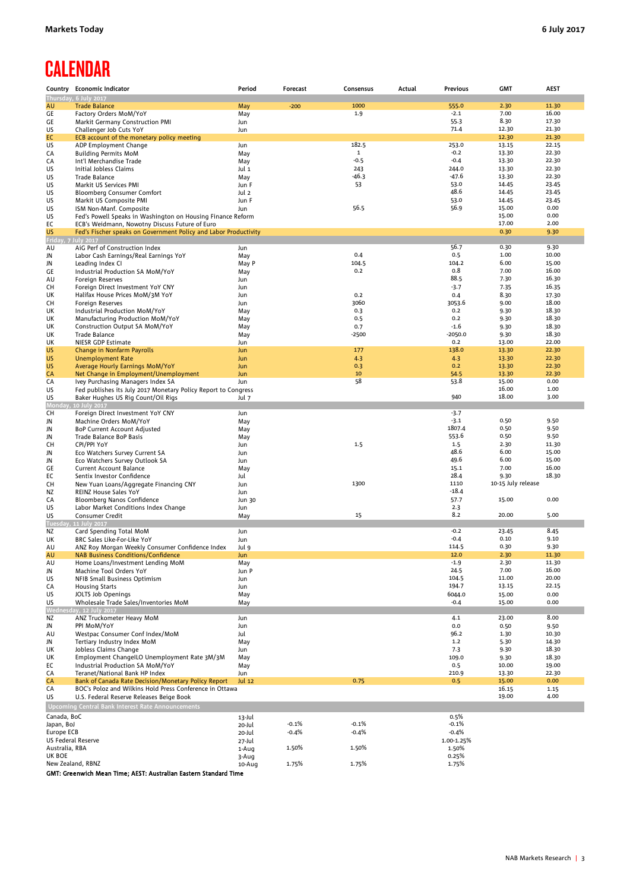# CALENDAR

| Country | Economic Indicator | Period | Forecast | Consensus | Actual | Previous | GMT | AEST |
|---|---|---|---|---|---|---|---|---|
| **Thursday, 6 July 2017** | | | | | | | | |
| AU | Trade Balance | May | -200 | 1000 | | 555.0 | 2.30 | 11.30 |
| GE | Factory Orders MoM/YoY | May | | 1.9 | | -2.1 | 7.00 | 16.00 |
| GE | Markit Germany Construction PMI | Jun | | | | 55.3 | 8.30 | 17.30 |
| US | Challenger Job Cuts YoY | Jun | | | | 71.4 | 12.30 | 21.30 |
| EC | ECB account of the monetary policy meeting | | | | | | 12.30 | 21.30 |
| US | ADP Employment Change | Jun | | 182.5 | | 253.0 | 13.15 | 22.15 |
| CA | Building Permits MoM | May | | 1 | | -0.2 | 13.30 | 22.30 |
| CA | Int'l Merchandise Trade | May | | -0.5 | | -0.4 | 13.30 | 22.30 |
| US | Initial Jobless Claims | Jul 1 | | 243 | | 244.0 | 13.30 | 22.30 |
| US | Trade Balance | May | | -46.3 | | -47.6 | 13.30 | 22.30 |
| US | Markit US Services PMI | Jun F | | 53 | | 53.0 | 14.45 | 23.45 |
| US | Bloomberg Consumer Comfort | Jul 2 | | | | 48.6 | 14.45 | 23.45 |
| US | Markit US Composite PMI | Jun F | | | | 53.0 | 14.45 | 23.45 |
| US | ISM Non-Manf. Composite | Jun | | 56.5 | | 56.9 | 15.00 | 0.00 |
| US | Fed's Powell Speaks in Washington on Housing Finance Reform | | | | | | 15.00 | 0.00 |
| EC | ECB's Weidmann, Nowotny Discuss Future of Euro | | | | | | 17.00 | 2.00 |
| US | Fed's Fischer speaks on Government Policy and Labor Productivity | | | | | | 0.30 | 9.30 |
| **Friday, 7 July 2017** | | | | | | | | |
| AU | AiG Perf of Construction Index | Jun | | | | 56.7 | 0.30 | 9.30 |
| JN | Labor Cash Earnings/Real Earnings YoY | May | | 0.4 | | 0.5 | 1.00 | 10.00 |
| JN | Leading Index CI | May P | | 104.5 | | 104.2 | 6.00 | 15.00 |
| GE | Industrial Production SA MoM/YoY | May | | 0.2 | | 0.8 | 7.00 | 16.00 |
| AU | Foreign Reserves | Jun | | | | 88.5 | 7.30 | 16.30 |
| CH | Foreign Direct Investment YoY CNY | Jun | | | | -3.7 | 7.35 | 16.35 |
| UK | Halifax House Prices MoM/3M YoY | Jun | | 0.2 | | 0.4 | 8.30 | 17.30 |
| CH | Foreign Reserves | Jun | | 3060 | | 3053.6 | 9.00 | 18.00 |
| UK | Industrial Production MoM/YoY | May | | 0.3 | | 0.2 | 9.30 | 18.30 |
| UK | Manufacturing Production MoM/YoY | May | | 0.5 | | 0.2 | 9.30 | 18.30 |
| UK | Construction Output SA MoM/YoY | May | | 0.7 | | -1.6 | 9.30 | 18.30 |
| UK | Trade Balance | May | | -2500 | | -2050.0 | 9.30 | 18.30 |
| UK | NIESR GDP Estimate | Jun | | | | 0.2 | 13.00 | 22.00 |
| US | Change in Nonfarm Payrolls | Jun | | 177 | | 138.0 | 13.30 | 22.30 |
| US | Unemployment Rate | Jun | | 4.3 | | 4.3 | 13.30 | 22.30 |
| US | Average Hourly Earnings MoM/YoY | Jun | | 0.3 | | 0.2 | 13.30 | 22.30 |
| CA | Net Change in Employment/Unemployment | Jun | | 10 | | 54.5 | 13.30 | 22.30 |
| CA | Ivey Purchasing Managers Index SA | Jun | | 58 | | 53.8 | 15.00 | 0.00 |
| US | Fed publishes its July 2017 Monetary Policy Report to Congress | | | | | | 16.00 | 1.00 |
| US | Baker Hughes US Rig Count/Oil Rigs | Jul 7 | | | | 940 | 18.00 | 3.00 |
| **Monday, 10 July 2017** | | | | | | | | |
| CH | Foreign Direct Investment YoY CNY | Jun | | | | -3.7 | | |
| JN | Machine Orders MoM/YoY | May | | | | -3.1 | 0.50 | 9.50 |
| JN | BoP Current Account Adjusted | May | | | | 1807.4 | 0.50 | 9.50 |
| JN | Trade Balance BoP Basis | May | | | | 553.6 | 0.50 | 9.50 |
| CH | CPI/PPI YoY | Jun | | 1.5 | | 1.5 | 2.30 | 11.30 |
| JN | Eco Watchers Survey Current SA | Jun | | | | 48.6 | 6.00 | 15.00 |
| JN | Eco Watchers Survey Outlook SA | Jun | | | | 49.6 | 6.00 | 15.00 |
| GE | Current Account Balance | May | | | | 15.1 | 7.00 | 16.00 |
| EC | Sentix Investor Confidence | Jul | | | | 28.4 | 9.30 | 18.30 |
| CH | New Yuan Loans/Aggregate Financing CNY | Jun | | 1300 | | 1110 | 10-15 July release | |
| NZ | REINZ House Sales YoY | Jun | | | | -18.4 | | |
| CA | Bloomberg Nanos Confidence | Jun 30 | | | | 57.7 | 15.00 | 0.00 |
| US | Labor Market Conditions Index Change | Jun | | | | 2.3 | | |
| US | Consumer Credit | May | | 15 | | 8.2 | 20.00 | 5.00 |
| **Tuesday, 11 July 2017** | | | | | | | | |
| NZ | Card Spending Total MoM | Jun | | | | -0.2 | 23.45 | 8.45 |
| UK | BRC Sales Like-For-Like YoY | Jun | | | | -0.4 | 0.10 | 9.10 |
| AU | ANZ Roy Morgan Weekly Consumer Confidence Index | Jul 9 | | | | 114.5 | 0.30 | 9.30 |
| AU | NAB Business Conditions/Confidence | Jun | | | | 12.0 | 2.30 | 11.30 |
| AU | Home Loans/Investment Lending MoM | May | | | | -1.9 | 2.30 | 11.30 |
| JN | Machine Tool Orders YoY | Jun P | | | | 24.5 | 7.00 | 16.00 |
| US | NFIB Small Business Optimism | Jun | | | | 104.5 | 11.00 | 20.00 |
| CA | Housing Starts | Jun | | | | 194.7 | 13.15 | 22.15 |
| US | JOLTS Job Openings | May | | | | 6044.0 | 15.00 | 0.00 |
| US | Wholesale Trade Sales/Inventories MoM | May | | | | -0.4 | 15.00 | 0.00 |
| **Wednesday, 12 July 2017** | | | | | | | | |
| NZ | ANZ Truckometer Heavy MoM | Jun | | | | 4.1 | 23.00 | 8.00 |
| JN | PPI MoM/YoY | Jun | | | | 0.0 | 0.50 | 9.50 |
| AU | Westpac Consumer Conf Index/MoM | Jul | | | | 96.2 | 1.30 | 10.30 |
| JN | Tertiary Industry Index MoM | May | | | | 1.2 | 5.30 | 14.30 |
| UK | Jobless Claims Change | Jun | | | | 7.3 | 9.30 | 18.30 |
| UK | Employment ChangeILO Unemployment Rate 3M/3M | May | | | | 109.0 | 9.30 | 18.30 |
| EC | Industrial Production SA MoM/YoY | May | | | | 0.5 | 10.00 | 19.00 |
| CA | Teranet/National Bank HP Index | Jun | | | | 210.9 | 13.30 | 22.30 |
| CA | Bank of Canada Rate Decision/Monetary Policy Report | Jul 12 | | 0.75 | | 0.5 | 15.00 | 0.00 |
| CA | BOC's Poloz and Wilkins Hold Press Conference in Ottawa | | | | | | 16.15 | 1.15 |
| US | U.S. Federal Reserve Releases Beige Book | | | | | | 19.00 | 4.00 |

| Upcoming Central Bank Interest Rate Announcements | Date | Forecast | Consensus | Previous |
|---|---|---|---|---|
| Canada, BoC | 13-Jul | | | 0.5% |
| Japan, BoJ | 20-Jul | -0.1% | -0.1% | -0.1% |
| Europe ECB | 20-Jul | -0.4% | -0.4% | -0.4% |
| US Federal Reserve | 27-Jul | | | 1.00-1.25% |
| Australia, RBA | 1-Aug | 1.50% | 1.50% | 1.50% |
| UK BOE | 3-Aug | | | 0.25% |
| New Zealand, RBNZ | 10-Aug | 1.75% | 1.75% | 1.75% |

**GMT: Greenwich Mean Time; AEST: Australian Eastern Standard Time**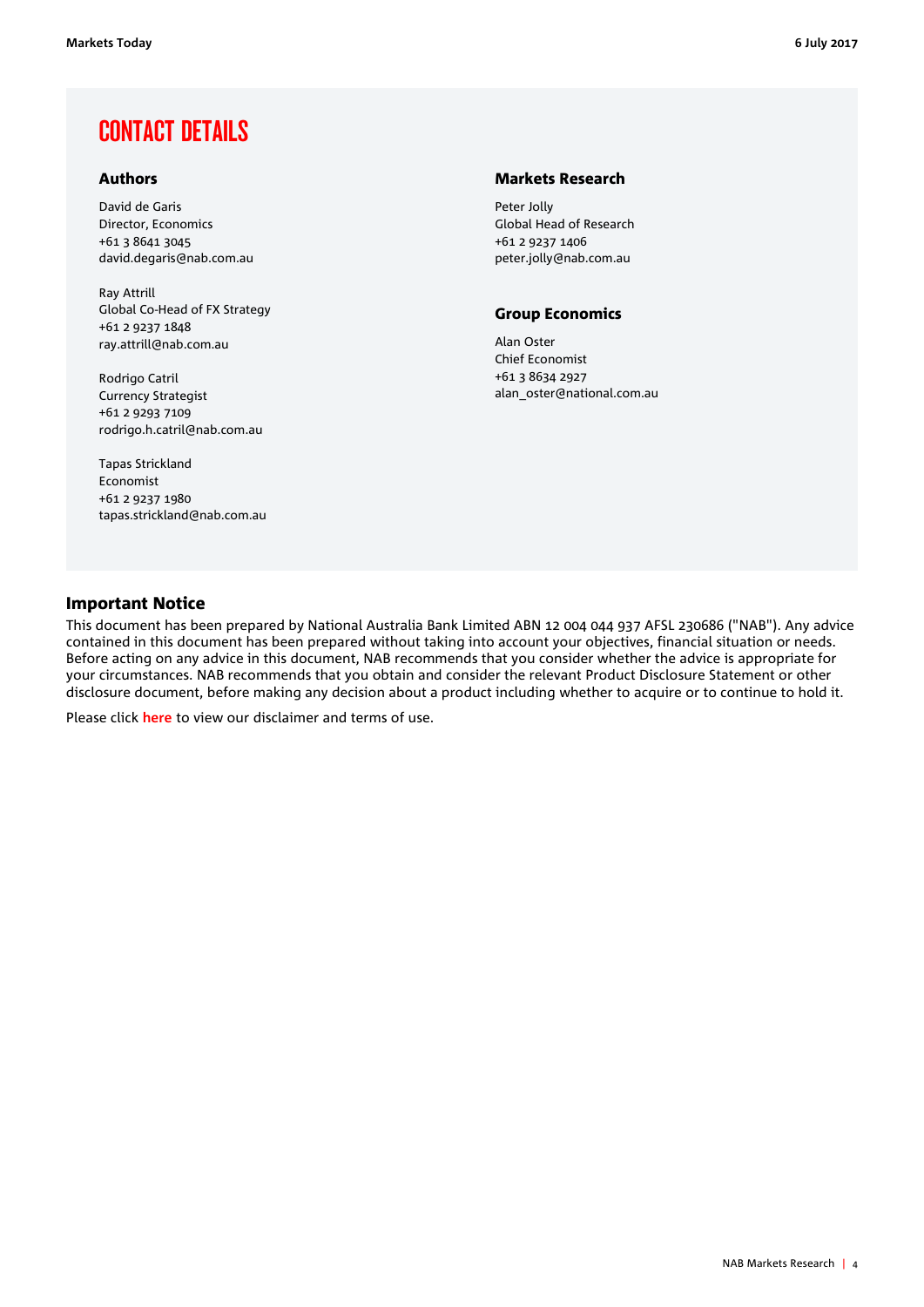# CONTACT DETAILS

### Authors

David de Garis
Director, Economics
+61 3 8641 3045
david.degaris@nab.com.au

Ray Attrill
Global Co-Head of FX Strategy
+61 2 9237 1848
ray.attrill@nab.com.au

Rodrigo Catril
Currency Strategist
+61 2 9293 7109
rodrigo.h.catril@nab.com.au

Tapas Strickland
Economist
+61 2 9237 1980
tapas.strickland@nab.com.au

### Markets Research

Peter Jolly
Global Head of Research
+61 2 9237 1406
peter.jolly@nab.com.au

### Group Economics

Alan Oster
Chief Economist
+61 3 8634 2927
alan_oster@national.com.au

## Important Notice

This document has been prepared by National Australia Bank Limited ABN 12 004 044 937 AFSL 230686 ("NAB"). Any advice contained in this document has been prepared without taking into account your objectives, financial situation or needs. Before acting on any advice in this document, NAB recommends that you consider whether the advice is appropriate for your circumstances. NAB recommends that you obtain and consider the relevant Product Disclosure Statement or other disclosure document, before making any decision about a product including whether to acquire or to continue to hold it.

Please click **here** to view our disclaimer and terms of use.